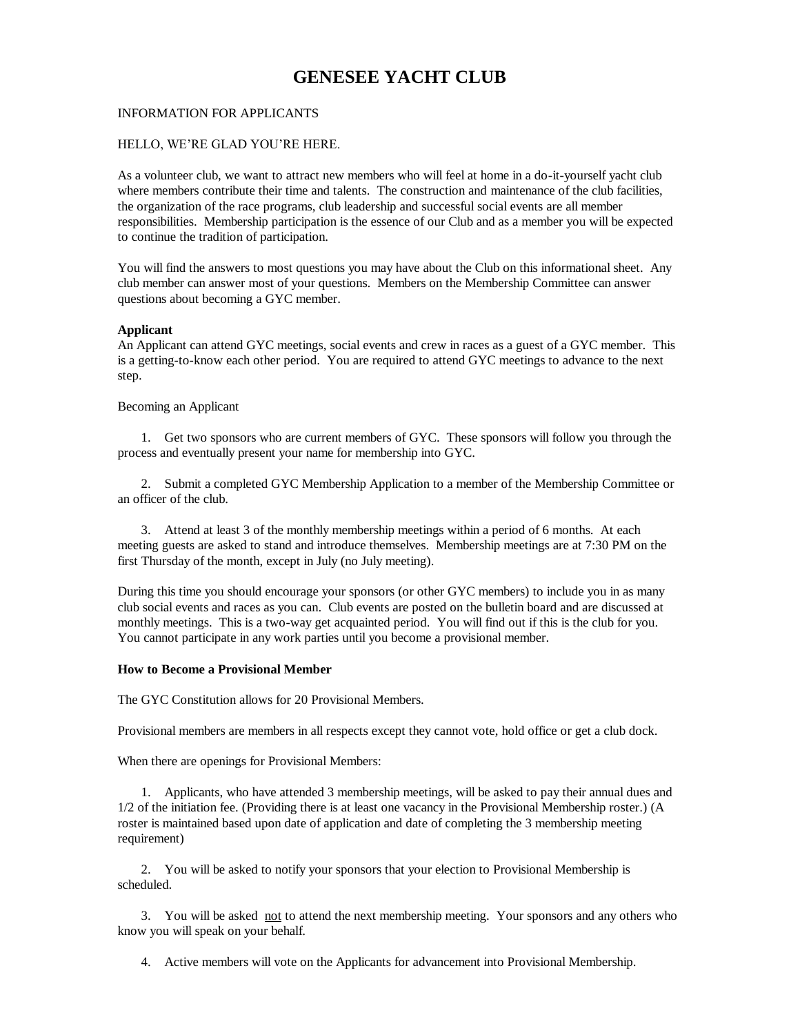# GENESEE YACHT CLUB

INFORMATION FOR APPLICANTS

HELLO, WE'RE GLAD YOU'RE HERE.

As a volunteer club, we want to attract new members who will feel at home in a do-it-yourself yacht club where members contribute their time and talents. The construction and maintenance of the club facilities, the organization of the race programs, club leadership and successful social events are all member responsibilities. Membership participation is the essence of our Club and as a member you will be expected to continue the tradition of participation.

You will find the answers to most questions you may have about the Club on this informational sheet. Any club member can answer most of your questions. Members on the Membership Committee can answer questions about becoming a GYC member.

**Applicant**

An Applicant can attend GYC meetings, social events and crew in races as a guest of a GYC member. This is a getting-to-know each other period. You are required to attend GYC meetings to advance to the next step.

Becoming an Applicant

1. Get two sponsors who are current members of GYC. These sponsors will follow you through the process and eventually present your name for membership into GYC.

2. Submit a completed GYC Membership Application to a member of the Membership Committee or an officer of the club.

3. Attend at least 3 of the monthly membership meetings within a period of 6 months. At each meeting guests are asked to stand and introduce themselves. Membership meetings are at 7:30 PM on the first Thursday of the month, except in July (no July meeting).

During this time you should encourage your sponsors (or other GYC members) to include you in as many club social events and races as you can. Club events are posted on the bulletin board and are discussed at monthly meetings. This is a two-way get acquainted period. You will find out if this is the club for you. You cannot participate in any work parties until you become a provisional member.

**How to Become a Provisional Member**

The GYC Constitution allows for 20 Provisional Members.

Provisional members are members in all respects except they cannot vote, hold office or get a club dock.

When there are openings for Provisional Members:

1. Applicants, who have attended 3 membership meetings, will be asked to pay their annual dues and 1/2 of the initiation fee. (Providing there is at least one vacancy in the Provisional Membership roster.) (A roster is maintained based upon date of application and date of completing the 3 membership meeting requirement)

2. You will be asked to notify your sponsors that your election to Provisional Membership is scheduled.

3. You will be asked <u>not</u> to attend the next membership meeting. Your sponsors and any others who know you will speak on your behalf.

4. Active members will vote on the Applicants for advancement into Provisional Membership.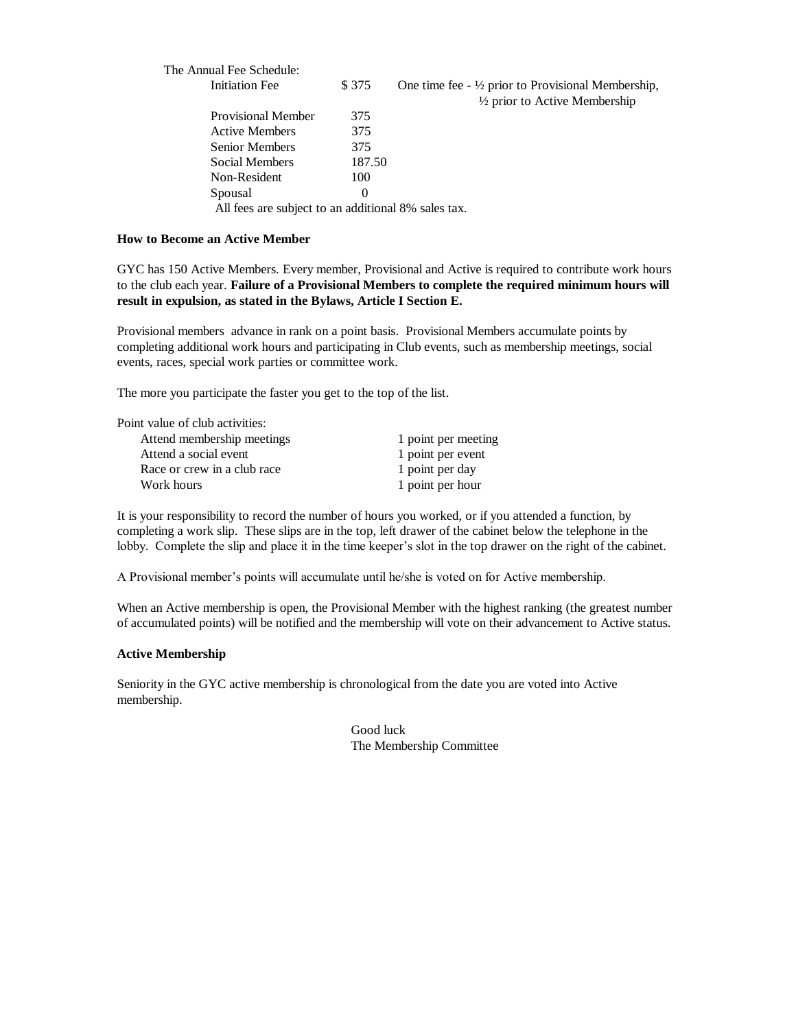The Annual Fee Schedule:

| | | |
|---|---|---|
| Initiation Fee | $ 375 | One time fee - ½ prior to Provisional Membership, ½ prior to Active Membership |
| Provisional Member | 375 | |
| Active Members | 375 | |
| Senior Members | 375 | |
| Social Members | 187.50 | |
| Non-Resident | 100 | |
| Spousal | 0 | |

All fees are subject to an additional 8% sales tax.

**How to Become an Active Member**

GYC has 150 Active Members. Every member, Provisional and Active is required to contribute work hours to the club each year. **Failure of a Provisional Members to complete the required minimum hours will result in expulsion, as stated in the Bylaws, Article I Section E.**

Provisional members advance in rank on a point basis. Provisional Members accumulate points by completing additional work hours and participating in Club events, such as membership meetings, social events, races, special work parties or committee work.

The more you participate the faster you get to the top of the list.

Point value of club activities:

| | |
|---|---|
| Attend membership meetings | 1 point per meeting |
| Attend a social event | 1 point per event |
| Race or crew in a club race | 1 point per day |
| Work hours | 1 point per hour |

It is your responsibility to record the number of hours you worked, or if you attended a function, by completing a work slip. These slips are in the top, left drawer of the cabinet below the telephone in the lobby. Complete the slip and place it in the time keeper's slot in the top drawer on the right of the cabinet.

A Provisional member's points will accumulate until he/she is voted on for Active membership.

When an Active membership is open, the Provisional Member with the highest ranking (the greatest number of accumulated points) will be notified and the membership will vote on their advancement to Active status.

**Active Membership**

Seniority in the GYC active membership is chronological from the date you are voted into Active membership.

Good luck
The Membership Committee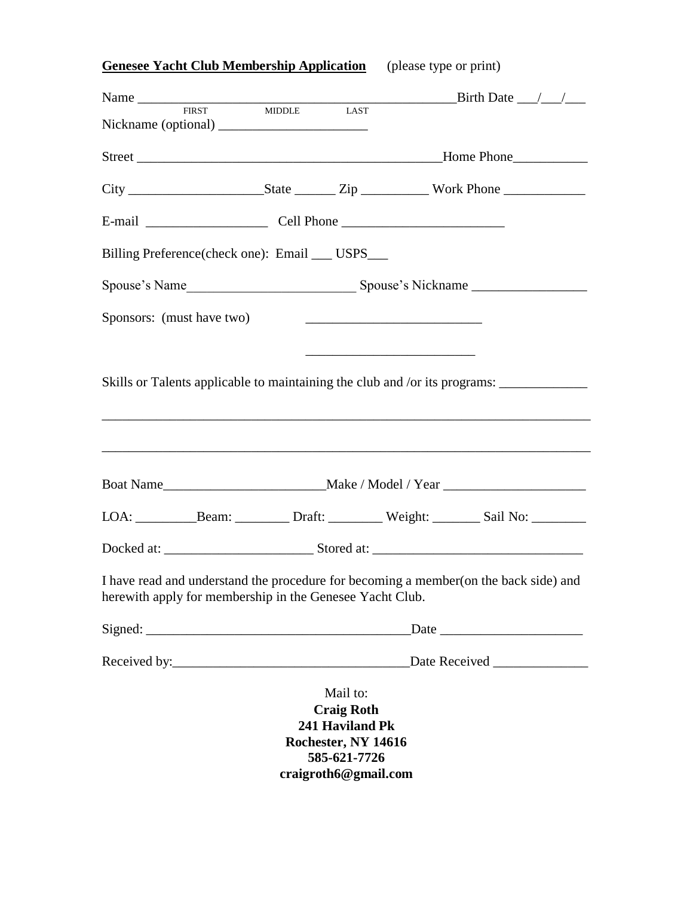**<u>Genesee Yacht Club Membership Application</u>** (please type or print)

Name ________________________________________________Birth Date ___/___/___
FIRST MIDDLE LAST

Nickname (optional) ______________________

Street _______________________________________________Home Phone___________

City ____________________State ______ Zip __________ Work Phone ____________

E-mail __________________ Cell Phone ________________________

Billing Preference(check one): Email ___ USPS___

Spouse's Name________________________ Spouse's Nickname _________________

Sponsors: (must have two) _________________________

_________________________

Skills or Talents applicable to maintaining the club and /or its programs: _____________

_________________________________________________________________________

_________________________________________________________________________

Boat Name________________________Make / Model / Year _____________________

LOA: _________Beam: ________ Draft: ________ Weight: _______ Sail No: ________

Docked at: ______________________ Stored at: _______________________________

I have read and understand the procedure for becoming a member(on the back side) and herewith apply for membership in the Genesee Yacht Club.

Signed: ______________________________________Date _____________________

Received by:__________________________________Date Received ______________

Mail to:
**Craig Roth**
**241 Haviland Pk**
**Rochester, NY 14616**
**585-621-7726**
**craigroth6@gmail.com**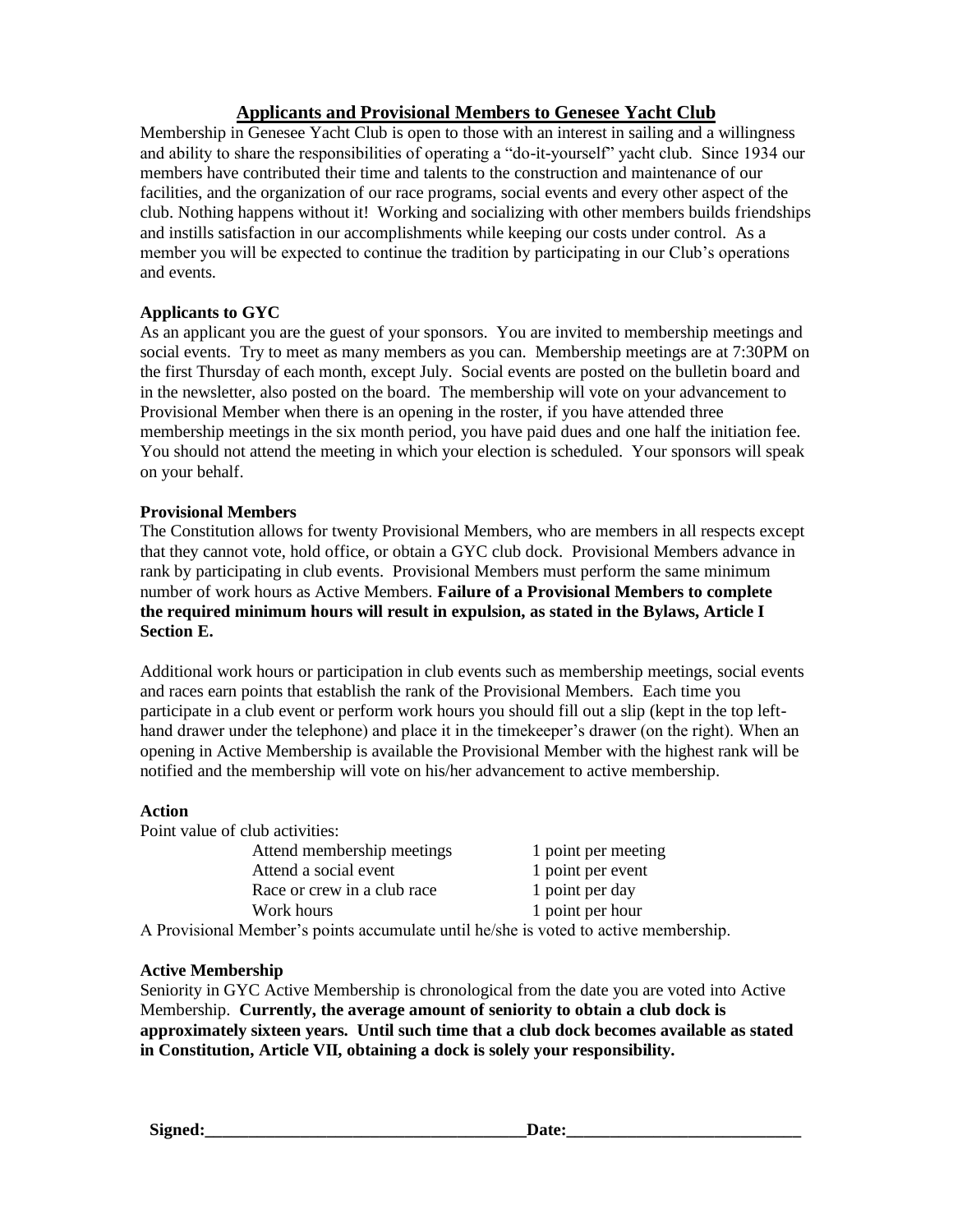## Applicants and Provisional Members to Genesee Yacht Club

Membership in Genesee Yacht Club is open to those with an interest in sailing and a willingness and ability to share the responsibilities of operating a "do-it-yourself" yacht club. Since 1934 our members have contributed their time and talents to the construction and maintenance of our facilities, and the organization of our race programs, social events and every other aspect of the club. Nothing happens without it! Working and socializing with other members builds friendships and instills satisfaction in our accomplishments while keeping our costs under control. As a member you will be expected to continue the tradition by participating in our Club's operations and events.

### Applicants to GYC

As an applicant you are the guest of your sponsors. You are invited to membership meetings and social events. Try to meet as many members as you can. Membership meetings are at 7:30PM on the first Thursday of each month, except July. Social events are posted on the bulletin board and in the newsletter, also posted on the board. The membership will vote on your advancement to Provisional Member when there is an opening in the roster, if you have attended three membership meetings in the six month period, you have paid dues and one half the initiation fee. You should not attend the meeting in which your election is scheduled. Your sponsors will speak on your behalf.

### Provisional Members

The Constitution allows for twenty Provisional Members, who are members in all respects except that they cannot vote, hold office, or obtain a GYC club dock. Provisional Members advance in rank by participating in club events. Provisional Members must perform the same minimum number of work hours as Active Members. **Failure of a Provisional Members to complete the required minimum hours will result in expulsion, as stated in the Bylaws, Article I Section E.**

Additional work hours or participation in club events such as membership meetings, social events and races earn points that establish the rank of the Provisional Members. Each time you participate in a club event or perform work hours you should fill out a slip (kept in the top left-hand drawer under the telephone) and place it in the timekeeper's drawer (on the right). When an opening in Active Membership is available the Provisional Member with the highest rank will be notified and the membership will vote on his/her advancement to active membership.

### Action

Point value of club activities:

| | |
|---|---|
| Attend membership meetings | 1 point per meeting |
| Attend a social event | 1 point per event |
| Race or crew in a club race | 1 point per day |
| Work hours | 1 point per hour |

A Provisional Member's points accumulate until he/she is voted to active membership.

### Active Membership

Seniority in GYC Active Membership is chronological from the date you are voted into Active Membership. **Currently, the average amount of seniority to obtain a club dock is approximately sixteen years. Until such time that a club dock becomes available as stated in Constitution, Article VII, obtaining a dock is solely your responsibility.**

**Signed:_____________________________________Date:___________________________**